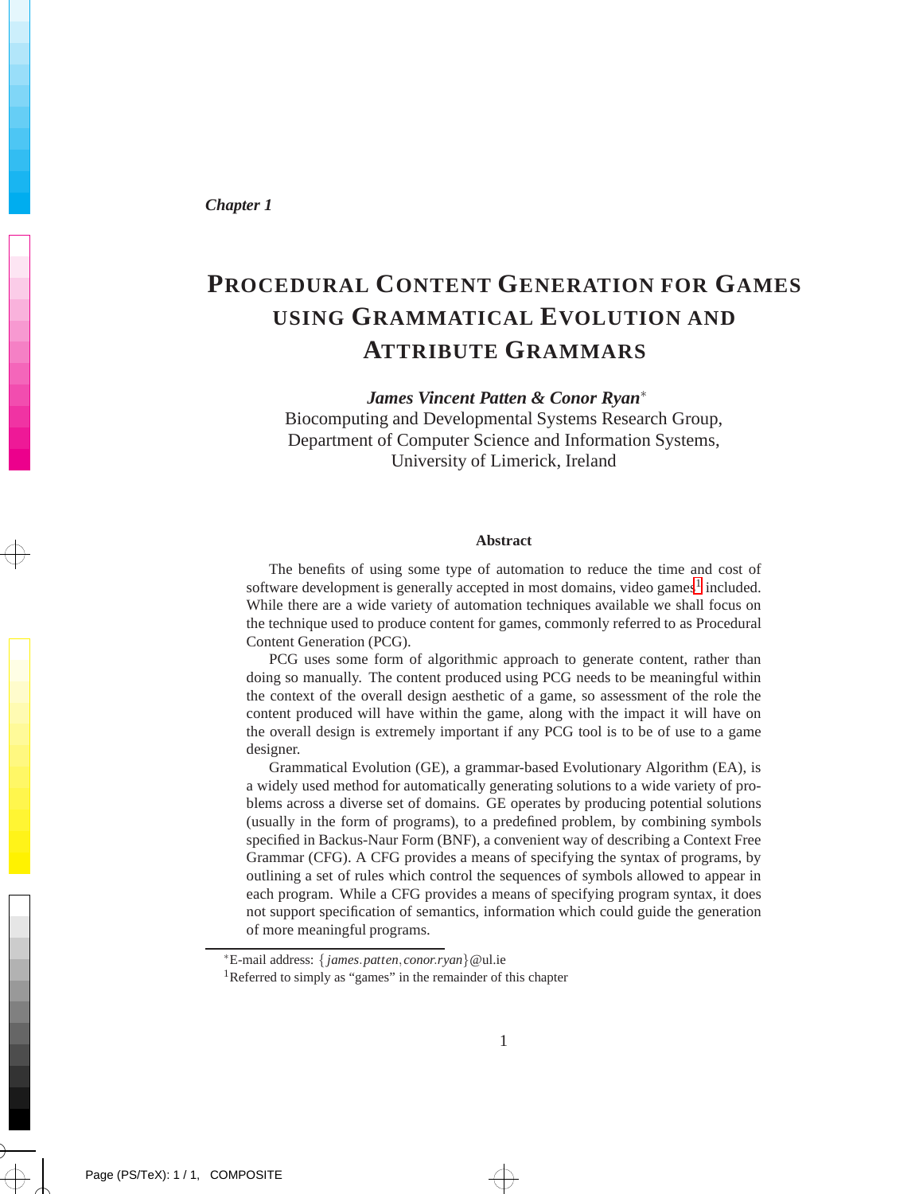*Chapter 1*

# Procedural Content Generation for Games using Grammatical Evolution and Attribute Grammars

***James Vincent Patten & Conor Ryan****

Biocomputing and Developmental Systems Research Group,
Department of Computer Science and Information Systems,
University of Limerick, Ireland

### Abstract

The benefits of using some type of automation to reduce the time and cost of software development is generally accepted in most domains, video games[1] included. While there are a wide variety of automation techniques available we shall focus on the technique used to produce content for games, commonly referred to as Procedural Content Generation (PCG).

PCG uses some form of algorithmic approach to generate content, rather than doing so manually. The content produced using PCG needs to be meaningful within the context of the overall design aesthetic of a game, so assessment of the role the content produced will have within the game, along with the impact it will have on the overall design is extremely important if any PCG tool is to be of use to a game designer.

Grammatical Evolution (GE), a grammar-based Evolutionary Algorithm (EA), is a widely used method for automatically generating solutions to a wide variety of problems across a diverse set of domains. GE operates by producing potential solutions (usually in the form of programs), to a predefined problem, by combining symbols specified in Backus-Naur Form (BNF), a convenient way of describing a Context Free Grammar (CFG). A CFG provides a means of specifying the syntax of programs, by outlining a set of rules which control the sequences of symbols allowed to appear in each program. While a CFG provides a means of specifying program syntax, it does not support specification of semantics, information which could guide the generation of more meaningful programs.

---

*E-mail address: {*james.patten*, *conor.ryan*}@ul.ie

[1] Referred to simply as "games" in the remainder of this chapter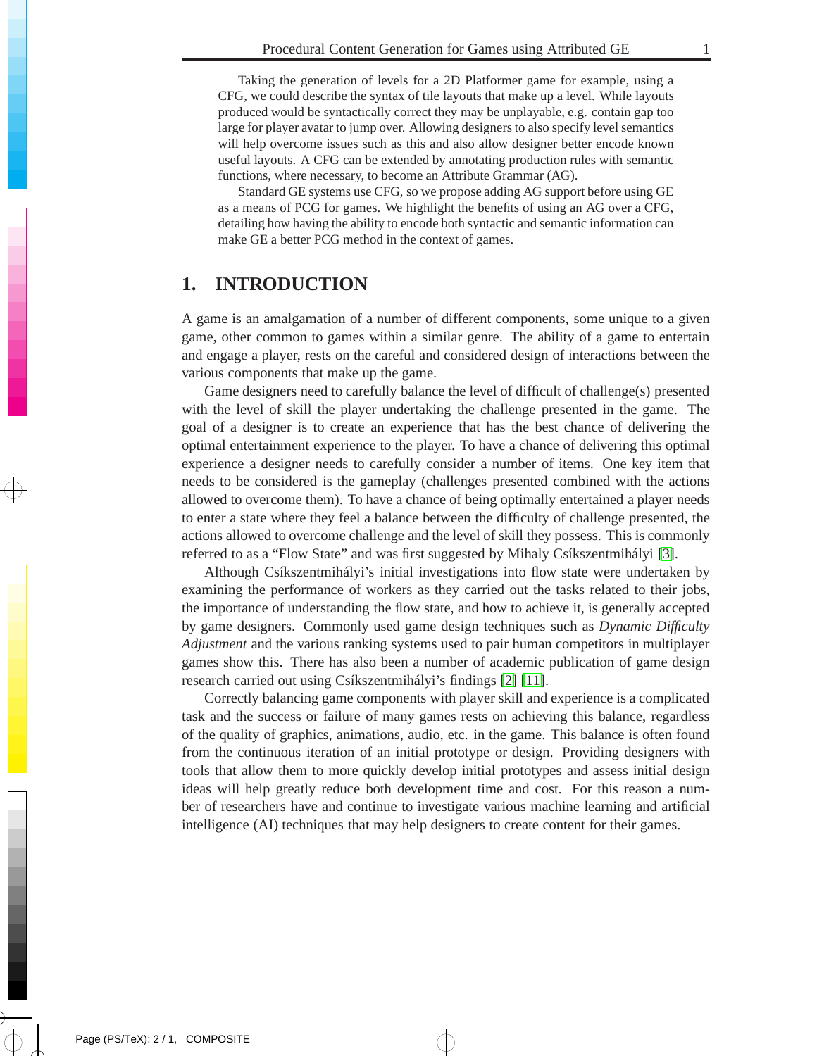Taking the generation of levels for a 2D Platformer game for example, using a CFG, we could describe the syntax of tile layouts that make up a level. While layouts produced would be syntactically correct they may be unplayable, e.g. contain gap too large for player avatar to jump over. Allowing designers to also specify level semantics will help overcome issues such as this and also allow designer better encode known useful layouts. A CFG can be extended by annotating production rules with semantic functions, where necessary, to become an Attribute Grammar (AG).

Standard GE systems use CFG, so we propose adding AG support before using GE as a means of PCG for games. We highlight the benefits of using an AG over a CFG, detailing how having the ability to encode both syntactic and semantic information can make GE a better PCG method in the context of games.

## 1. INTRODUCTION

A game is an amalgamation of a number of different components, some unique to a given game, other common to games within a similar genre. The ability of a game to entertain and engage a player, rests on the careful and considered design of interactions between the various components that make up the game.

Game designers need to carefully balance the level of difficult of challenge(s) presented with the level of skill the player undertaking the challenge presented in the game. The goal of a designer is to create an experience that has the best chance of delivering the optimal entertainment experience to the player. To have a chance of delivering this optimal experience a designer needs to carefully consider a number of items. One key item that needs to be considered is the gameplay (challenges presented combined with the actions allowed to overcome them). To have a chance of being optimally entertained a player needs to enter a state where they feel a balance between the difficulty of challenge presented, the actions allowed to overcome challenge and the level of skill they possess. This is commonly referred to as a "Flow State" and was first suggested by Mihaly Csíkszentmihályi [3].

Although Csíkszentmihályi's initial investigations into flow state were undertaken by examining the performance of workers as they carried out the tasks related to their jobs, the importance of understanding the flow state, and how to achieve it, is generally accepted by game designers. Commonly used game design techniques such as *Dynamic Difficulty Adjustment* and the various ranking systems used to pair human competitors in multiplayer games show this. There has also been a number of academic publication of game design research carried out using Csíkszentmihályi's findings [2] [11].

Correctly balancing game components with player skill and experience is a complicated task and the success or failure of many games rests on achieving this balance, regardless of the quality of graphics, animations, audio, etc. in the game. This balance is often found from the continuous iteration of an initial prototype or design. Providing designers with tools that allow them to more quickly develop initial prototypes and assess initial design ideas will help greatly reduce both development time and cost. For this reason a number of researchers have and continue to investigate various machine learning and artificial intelligence (AI) techniques that may help designers to create content for their games.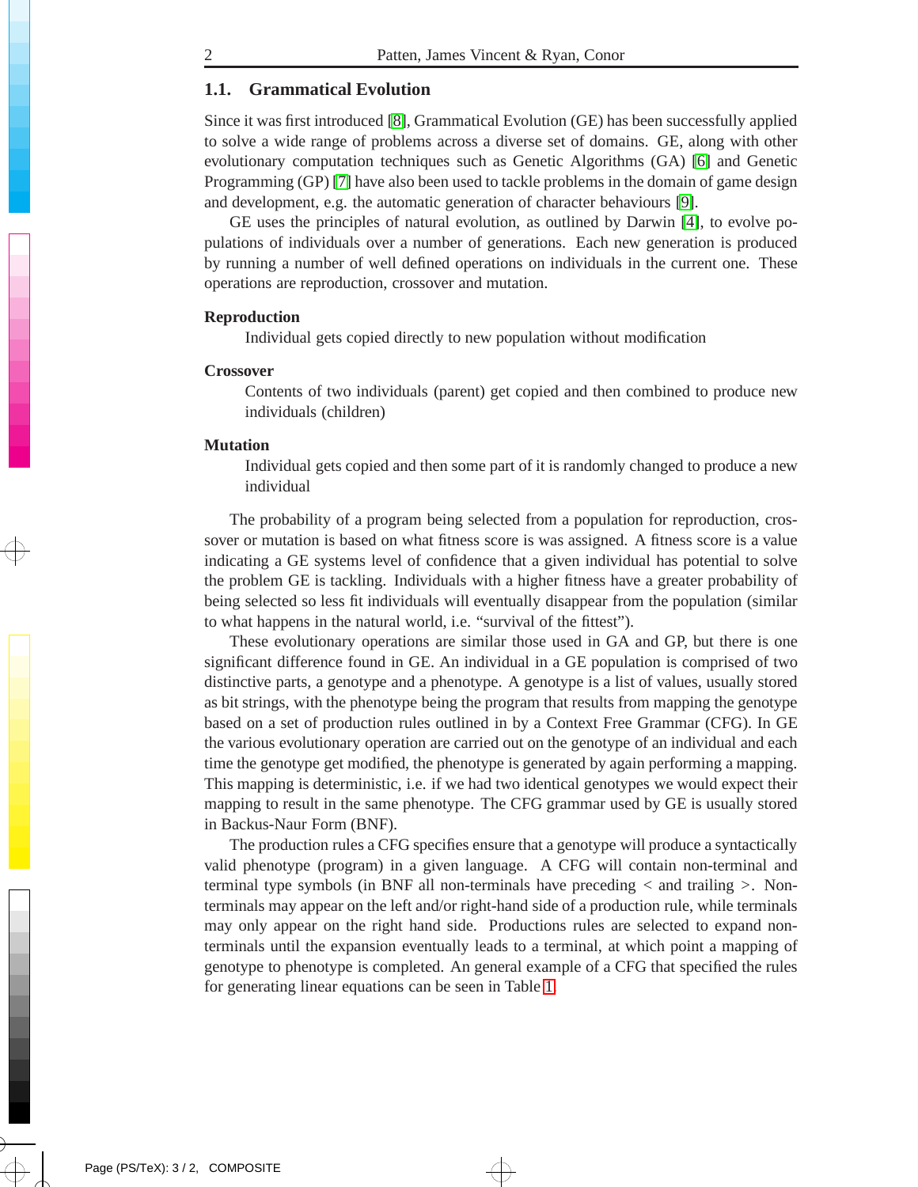## 1.1. Grammatical Evolution

Since it was first introduced [8], Grammatical Evolution (GE) has been successfully applied to solve a wide range of problems across a diverse set of domains. GE, along with other evolutionary computation techniques such as Genetic Algorithms (GA) [6] and Genetic Programming (GP) [7] have also been used to tackle problems in the domain of game design and development, e.g. the automatic generation of character behaviours [9].

GE uses the principles of natural evolution, as outlined by Darwin [4], to evolve populations of individuals over a number of generations. Each new generation is produced by running a number of well defined operations on individuals in the current one. These operations are reproduction, crossover and mutation.

**Reproduction**

Individual gets copied directly to new population without modification

**Crossover**

Contents of two individuals (parent) get copied and then combined to produce new individuals (children)

**Mutation**

Individual gets copied and then some part of it is randomly changed to produce a new individual

The probability of a program being selected from a population for reproduction, crossover or mutation is based on what fitness score is was assigned. A fitness score is a value indicating a GE systems level of confidence that a given individual has potential to solve the problem GE is tackling. Individuals with a higher fitness have a greater probability of being selected so less fit individuals will eventually disappear from the population (similar to what happens in the natural world, i.e. "survival of the fittest").

These evolutionary operations are similar those used in GA and GP, but there is one significant difference found in GE. An individual in a GE population is comprised of two distinctive parts, a genotype and a phenotype. A genotype is a list of values, usually stored as bit strings, with the phenotype being the program that results from mapping the genotype based on a set of production rules outlined in by a Context Free Grammar (CFG). In GE the various evolutionary operation are carried out on the genotype of an individual and each time the genotype get modified, the phenotype is generated by again performing a mapping. This mapping is deterministic, i.e. if we had two identical genotypes we would expect their mapping to result in the same phenotype. The CFG grammar used by GE is usually stored in Backus-Naur Form (BNF).

The production rules a CFG specifies ensure that a genotype will produce a syntactically valid phenotype (program) in a given language. A CFG will contain non-terminal and terminal type symbols (in BNF all non-terminals have preceding < and trailing >. Non-terminals may appear on the left and/or right-hand side of a production rule, while terminals may only appear on the right hand side. Productions rules are selected to expand non-terminals until the expansion eventually leads to a terminal, at which point a mapping of genotype to phenotype is completed. An general example of a CFG that specified the rules for generating linear equations can be seen in Table 1.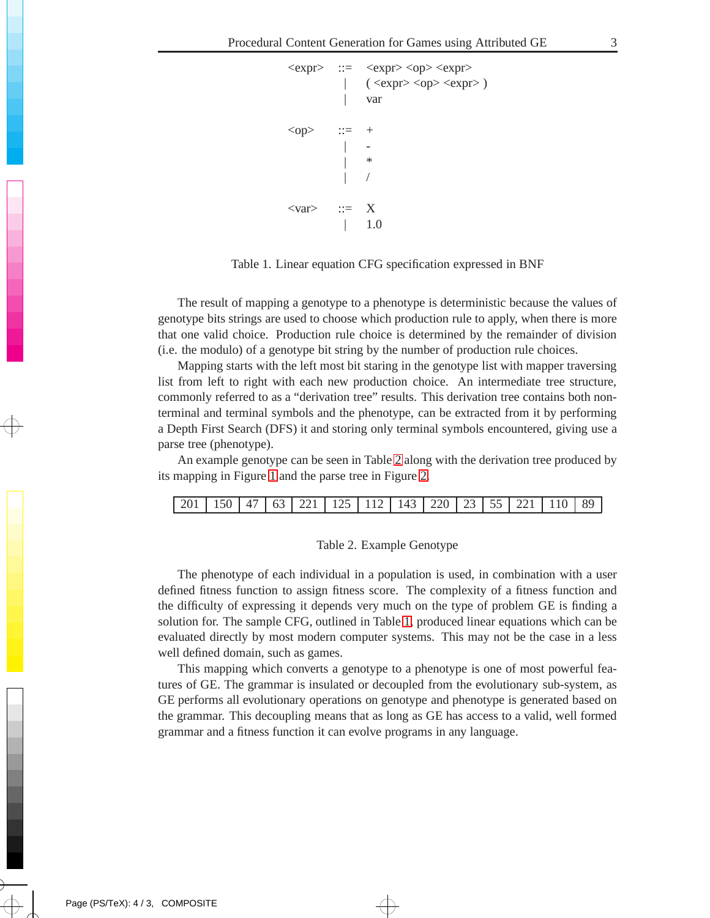```
<expr> ::= <expr> <op> <expr>
         | ( <expr> <op> <expr> )
         | var

<op>   ::= +
         | -
         | *
         | /

<var>  ::= X
         | 1.0
```

Table 1. Linear equation CFG specification expressed in BNF

The result of mapping a genotype to a phenotype is deterministic because the values of genotype bits strings are used to choose which production rule to apply, when there is more that one valid choice. Production rule choice is determined by the remainder of division (i.e. the modulo) of a genotype bit string by the number of production rule choices.

Mapping starts with the left most bit staring in the genotype list with mapper traversing list from left to right with each new production choice. An intermediate tree structure, commonly referred to as a "derivation tree" results. This derivation tree contains both non-terminal and terminal symbols and the phenotype, can be extracted from it by performing a Depth First Search (DFS) it and storing only terminal symbols encountered, giving use a parse tree (phenotype).

An example genotype can be seen in Table 2 along with the derivation tree produced by its mapping in Figure 1 and the parse tree in Figure 2.

| 201 | 150 | 47 | 63 | 221 | 125 | 112 | 143 | 220 | 23 | 55 | 221 | 110 | 89 |
|---|---|---|---|---|---|---|---|---|---|---|---|---|---|

Table 2. Example Genotype

The phenotype of each individual in a population is used, in combination with a user defined fitness function to assign fitness score. The complexity of a fitness function and the difficulty of expressing it depends very much on the type of problem GE is finding a solution for. The sample CFG, outlined in Table 1, produced linear equations which can be evaluated directly by most modern computer systems. This may not be the case in a less well defined domain, such as games.

This mapping which converts a genotype to a phenotype is one of most powerful features of GE. The grammar is insulated or decoupled from the evolutionary sub-system, as GE performs all evolutionary operations on genotype and phenotype is generated based on the grammar. This decoupling means that as long as GE has access to a valid, well formed grammar and a fitness function it can evolve programs in any language.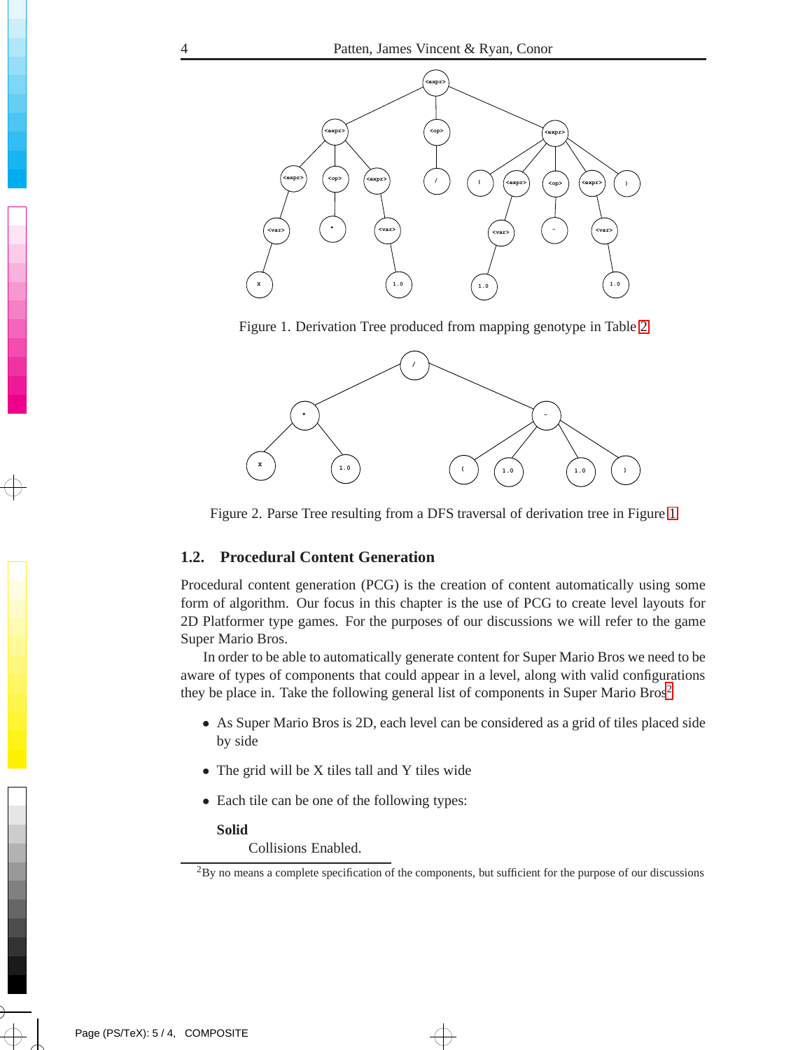Figure 1. Derivation Tree produced from mapping genotype in Table 2

Figure 2. Parse Tree resulting from a DFS traversal of derivation tree in Figure 1

### 1.2. Procedural Content Generation

Procedural content generation (PCG) is the creation of content automatically using some form of algorithm. Our focus in this chapter is the use of PCG to create level layouts for 2D Platformer type games. For the purposes of our discussions we will refer to the game Super Mario Bros.

In order to be able to automatically generate content for Super Mario Bros we need to be aware of types of components that could appear in a level, along with valid configurations they be place in. Take the following general list of components in Super Mario Bros[2]

- As Super Mario Bros is 2D, each level can be considered as a grid of tiles placed side by side
- The grid will be X tiles tall and Y tiles wide
- Each tile can be one of the following types:

  **Solid**
  
  Collisions Enabled.

[2]By no means a complete specification of the components, but sufficient for the purpose of our discussions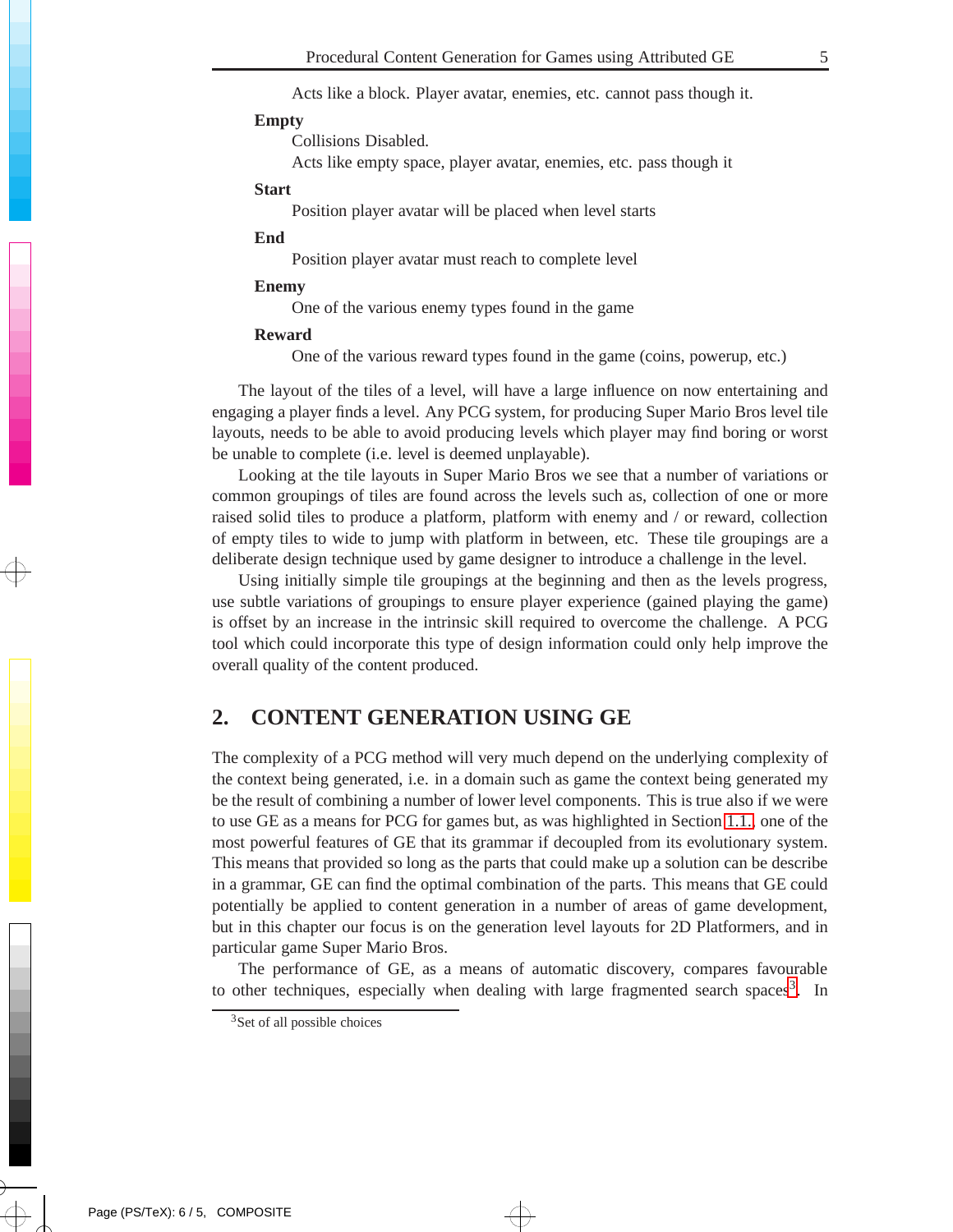Acts like a block. Player avatar, enemies, etc. cannot pass though it.

**Empty**

Collisions Disabled.
Acts like empty space, player avatar, enemies, etc. pass though it

**Start**

Position player avatar will be placed when level starts

**End**

Position player avatar must reach to complete level

**Enemy**

One of the various enemy types found in the game

**Reward**

One of the various reward types found in the game (coins, powerup, etc.)

The layout of the tiles of a level, will have a large influence on now entertaining and engaging a player finds a level. Any PCG system, for producing Super Mario Bros level tile layouts, needs to be able to avoid producing levels which player may find boring or worst be unable to complete (i.e. level is deemed unplayable).

Looking at the tile layouts in Super Mario Bros we see that a number of variations or common groupings of tiles are found across the levels such as, collection of one or more raised solid tiles to produce a platform, platform with enemy and / or reward, collection of empty tiles to wide to jump with platform in between, etc. These tile groupings are a deliberate design technique used by game designer to introduce a challenge in the level.

Using initially simple tile groupings at the beginning and then as the levels progress, use subtle variations of groupings to ensure player experience (gained playing the game) is offset by an increase in the intrinsic skill required to overcome the challenge. A PCG tool which could incorporate this type of design information could only help improve the overall quality of the content produced.

## 2. CONTENT GENERATION USING GE

The complexity of a PCG method will very much depend on the underlying complexity of the context being generated, i.e. in a domain such as game the context being generated my be the result of combining a number of lower level components. This is true also if we were to use GE as a means for PCG for games but, as was highlighted in Section 1.1, one of the most powerful features of GE that its grammar if decoupled from its evolutionary system. This means that provided so long as the parts that could make up a solution can be describe in a grammar, GE can find the optimal combination of the parts. This means that GE could potentially be applied to content generation in a number of areas of game development, but in this chapter our focus is on the generation level layouts for 2D Platformers, and in particular game Super Mario Bros.

The performance of GE, as a means of automatic discovery, compares favourable to other techniques, especially when dealing with large fragmented search spaces[3]. In

[3] Set of all possible choices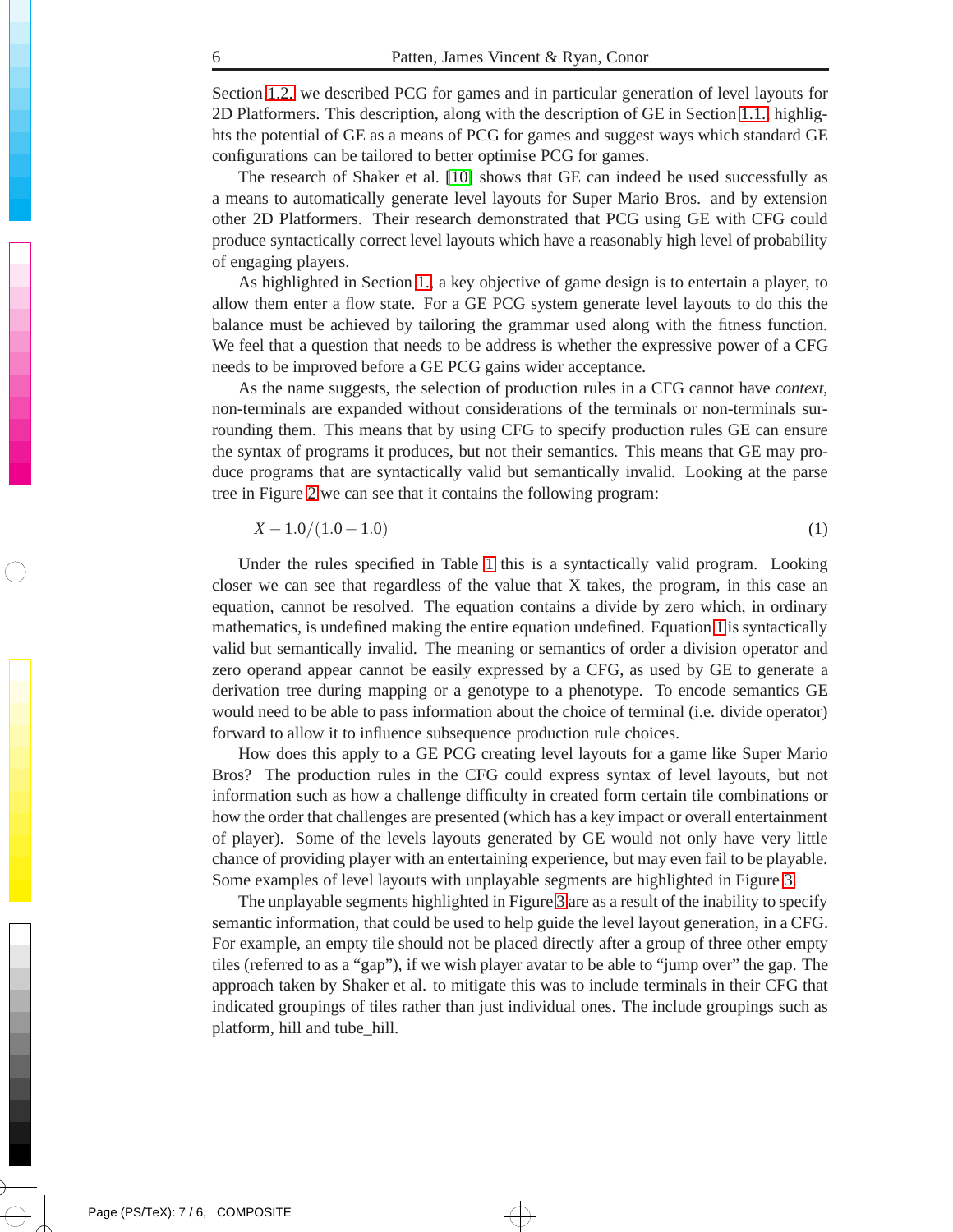Section 1.2. we described PCG for games and in particular generation of level layouts for 2D Platformers. This description, along with the description of GE in Section 1.1. highlighhts the potential of GE as a means of PCG for games and suggest ways which standard GE configurations can be tailored to better optimise PCG for games.

The research of Shaker et al. [10] shows that GE can indeed be used successfully as a means to automatically generate level layouts for Super Mario Bros. and by extension other 2D Platformers. Their research demonstrated that PCG using GE with CFG could produce syntactically correct level layouts which have a reasonably high level of probability of engaging players.

As highlighted in Section 1., a key objective of game design is to entertain a player, to allow them enter a flow state. For a GE PCG system generate level layouts to do this the balance must be achieved by tailoring the grammar used along with the fitness function. We feel that a question that needs to be address is whether the expressive power of a CFG needs to be improved before a GE PCG gains wider acceptance.

As the name suggests, the selection of production rules in a CFG cannot have *context*, non-terminals are expanded without considerations of the terminals or non-terminals surrounding them. This means that by using CFG to specify production rules GE can ensure the syntax of programs it produces, but not their semantics. This means that GE may produce programs that are syntactically valid but semantically invalid. Looking at the parse tree in Figure 2 we can see that it contains the following program:

$$X - 1.0/(1.0 - 1.0) \tag{1}$$

Under the rules specified in Table 1 this is a syntactically valid program. Looking closer we can see that regardless of the value that X takes, the program, in this case an equation, cannot be resolved. The equation contains a divide by zero which, in ordinary mathematics, is undefined making the entire equation undefined. Equation 1 is syntactically valid but semantically invalid. The meaning or semantics of order a division operator and zero operand appear cannot be easily expressed by a CFG, as used by GE to generate a derivation tree during mapping or a genotype to a phenotype. To encode semantics GE would need to be able to pass information about the choice of terminal (i.e. divide operator) forward to allow it to influence subsequence production rule choices.

How does this apply to a GE PCG creating level layouts for a game like Super Mario Bros? The production rules in the CFG could express syntax of level layouts, but not information such as how a challenge difficulty in created form certain tile combinations or how the order that challenges are presented (which has a key impact or overall entertainment of player). Some of the levels layouts generated by GE would not only have very little chance of providing player with an entertaining experience, but may even fail to be playable. Some examples of level layouts with unplayable segments are highlighted in Figure 3.

The unplayable segments highlighted in Figure 3 are as a result of the inability to specify semantic information, that could be used to help guide the level layout generation, in a CFG. For example, an empty tile should not be placed directly after a group of three other empty tiles (referred to as a "gap"), if we wish player avatar to be able to "jump over" the gap. The approach taken by Shaker et al. to mitigate this was to include terminals in their CFG that indicated groupings of tiles rather than just individual ones. The include groupings such as platform, hill and tube_hill.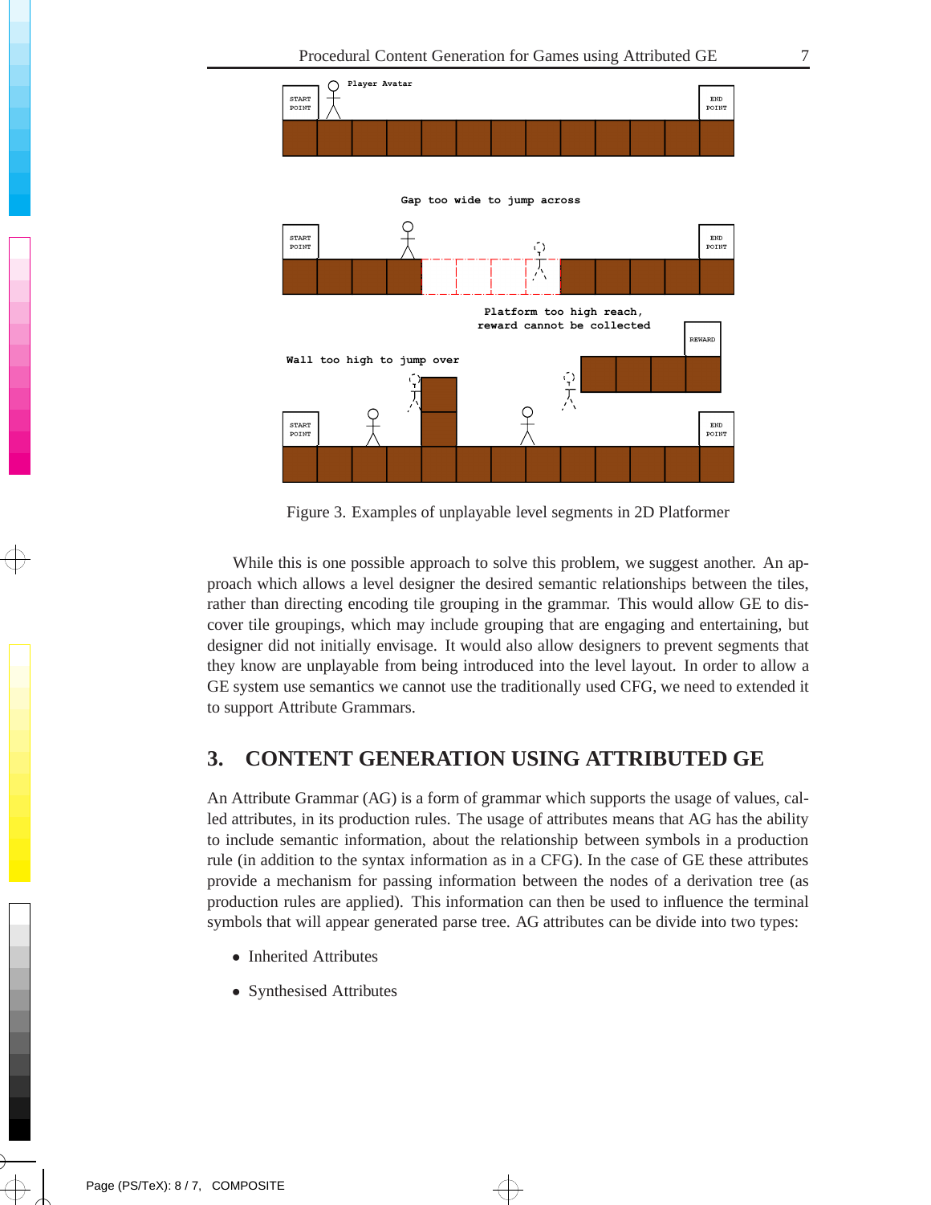Figure 3. Examples of unplayable level segments in 2D Platformer

While this is one possible approach to solve this problem, we suggest another. An approach which allows a level designer the desired semantic relationships between the tiles, rather than directing encoding tile grouping in the grammar. This would allow GE to discover tile groupings, which may include grouping that are engaging and entertaining, but designer did not initially envisage. It would also allow designers to prevent segments that they know are unplayable from being introduced into the level layout. In order to allow a GE system use semantics we cannot use the traditionally used CFG, we need to extended it to support Attribute Grammars.

## 3. CONTENT GENERATION USING ATTRIBUTED GE

An Attribute Grammar (AG) is a form of grammar which supports the usage of values, called attributes, in its production rules. The usage of attributes means that AG has the ability to include semantic information, about the relationship between symbols in a production rule (in addition to the syntax information as in a CFG). In the case of GE these attributes provide a mechanism for passing information between the nodes of a derivation tree (as production rules are applied). This information can then be used to influence the terminal symbols that will appear generated parse tree. AG attributes can be divide into two types:

- Inherited Attributes
- Synthesised Attributes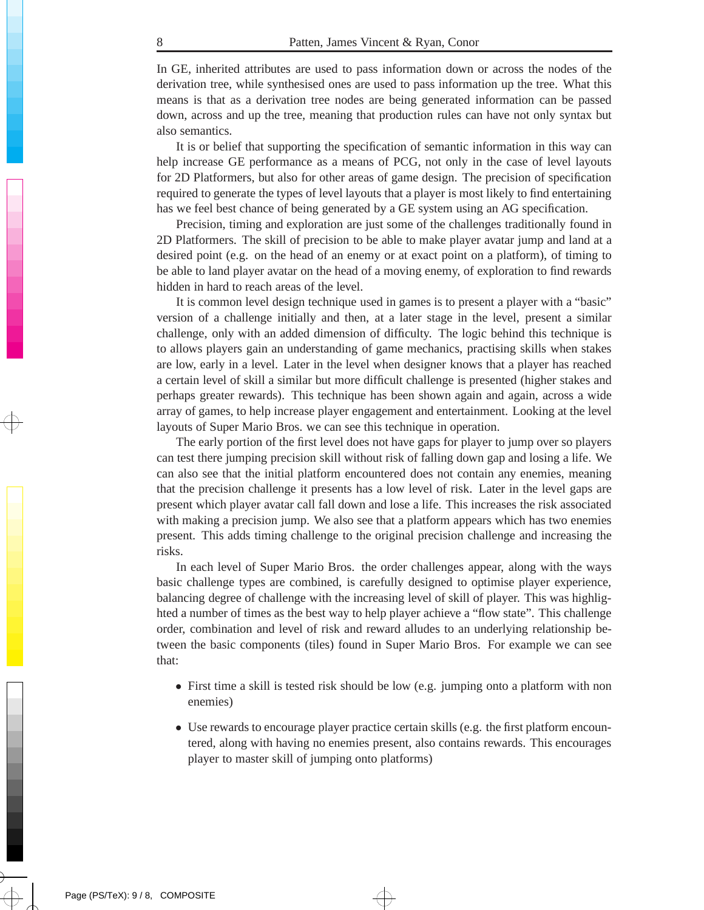In GE, inherited attributes are used to pass information down or across the nodes of the derivation tree, while synthesised ones are used to pass information up the tree. What this means is that as a derivation tree nodes are being generated information can be passed down, across and up the tree, meaning that production rules can have not only syntax but also semantics.

It is or belief that supporting the specification of semantic information in this way can help increase GE performance as a means of PCG, not only in the case of level layouts for 2D Platformers, but also for other areas of game design. The precision of specification required to generate the types of level layouts that a player is most likely to find entertaining has we feel best chance of being generated by a GE system using an AG specification.

Precision, timing and exploration are just some of the challenges traditionally found in 2D Platformers. The skill of precision to be able to make player avatar jump and land at a desired point (e.g. on the head of an enemy or at exact point on a platform), of timing to be able to land player avatar on the head of a moving enemy, of exploration to find rewards hidden in hard to reach areas of the level.

It is common level design technique used in games is to present a player with a "basic" version of a challenge initially and then, at a later stage in the level, present a similar challenge, only with an added dimension of difficulty. The logic behind this technique is to allows players gain an understanding of game mechanics, practising skills when stakes are low, early in a level. Later in the level when designer knows that a player has reached a certain level of skill a similar but more difficult challenge is presented (higher stakes and perhaps greater rewards). This technique has been shown again and again, across a wide array of games, to help increase player engagement and entertainment. Looking at the level layouts of Super Mario Bros. we can see this technique in operation.

The early portion of the first level does not have gaps for player to jump over so players can test there jumping precision skill without risk of falling down gap and losing a life. We can also see that the initial platform encountered does not contain any enemies, meaning that the precision challenge it presents has a low level of risk. Later in the level gaps are present which player avatar call fall down and lose a life. This increases the risk associated with making a precision jump. We also see that a platform appears which has two enemies present. This adds timing challenge to the original precision challenge and increasing the risks.

In each level of Super Mario Bros. the order challenges appear, along with the ways basic challenge types are combined, is carefully designed to optimise player experience, balancing degree of challenge with the increasing level of skill of player. This was highlighted a number of times as the best way to help player achieve a "flow state". This challenge order, combination and level of risk and reward alludes to an underlying relationship between the basic components (tiles) found in Super Mario Bros. For example we can see that:

- First time a skill is tested risk should be low (e.g. jumping onto a platform with non enemies)
- Use rewards to encourage player practice certain skills (e.g. the first platform encountered, along with having no enemies present, also contains rewards. This encourages player to master skill of jumping onto platforms)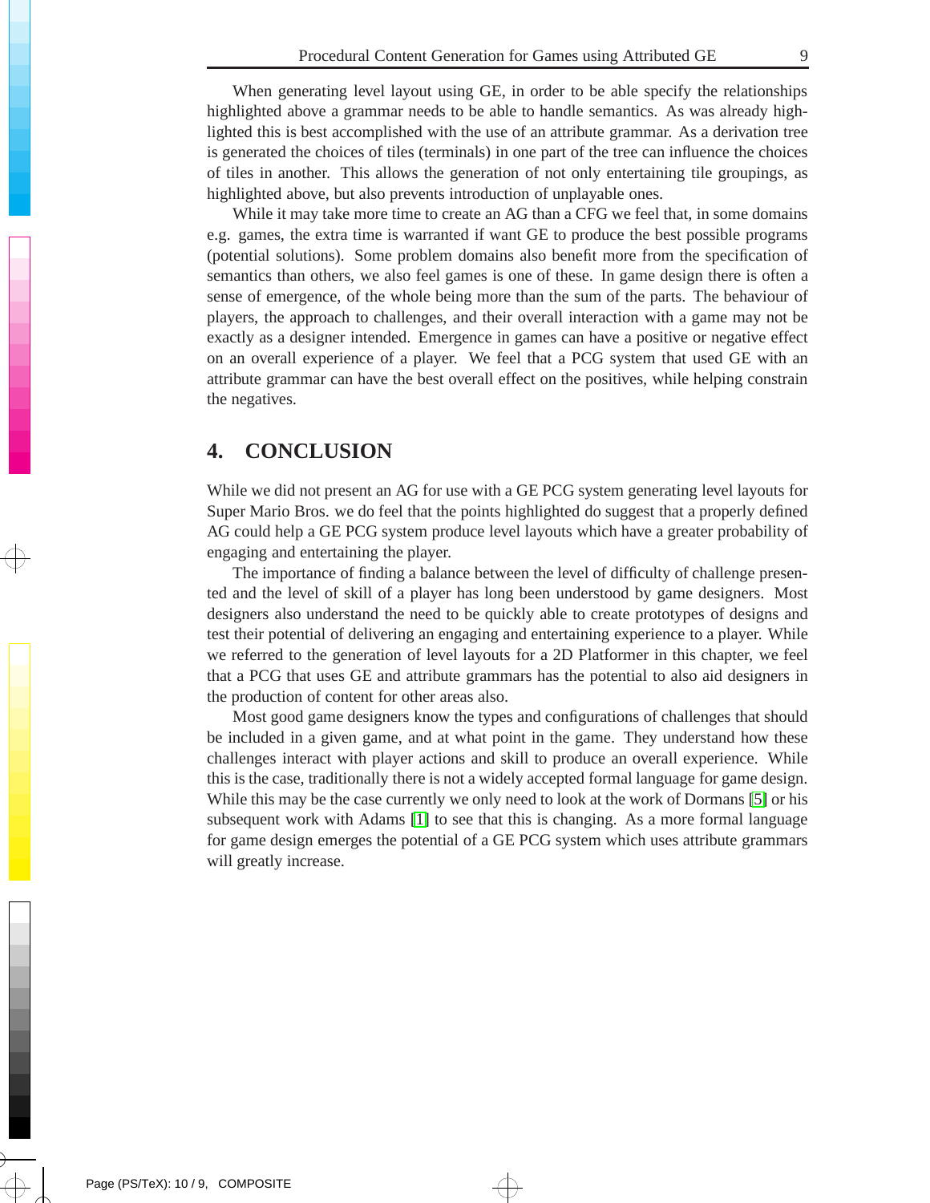When generating level layout using GE, in order to be able specify the relationships highlighted above a grammar needs to be able to handle semantics. As was already highlighted this is best accomplished with the use of an attribute grammar. As a derivation tree is generated the choices of tiles (terminals) in one part of the tree can influence the choices of tiles in another. This allows the generation of not only entertaining tile groupings, as highlighted above, but also prevents introduction of unplayable ones.

While it may take more time to create an AG than a CFG we feel that, in some domains e.g. games, the extra time is warranted if want GE to produce the best possible programs (potential solutions). Some problem domains also benefit more from the specification of semantics than others, we also feel games is one of these. In game design there is often a sense of emergence, of the whole being more than the sum of the parts. The behaviour of players, the approach to challenges, and their overall interaction with a game may not be exactly as a designer intended. Emergence in games can have a positive or negative effect on an overall experience of a player. We feel that a PCG system that used GE with an attribute grammar can have the best overall effect on the positives, while helping constrain the negatives.

## 4. CONCLUSION

While we did not present an AG for use with a GE PCG system generating level layouts for Super Mario Bros. we do feel that the points highlighted do suggest that a properly defined AG could help a GE PCG system produce level layouts which have a greater probability of engaging and entertaining the player.

The importance of finding a balance between the level of difficulty of challenge presented and the level of skill of a player has long been understood by game designers. Most designers also understand the need to be quickly able to create prototypes of designs and test their potential of delivering an engaging and entertaining experience to a player. While we referred to the generation of level layouts for a 2D Platformer in this chapter, we feel that a PCG that uses GE and attribute grammars has the potential to also aid designers in the production of content for other areas also.

Most good game designers know the types and configurations of challenges that should be included in a given game, and at what point in the game. They understand how these challenges interact with player actions and skill to produce an overall experience. While this is the case, traditionally there is not a widely accepted formal language for game design. While this may be the case currently we only need to look at the work of Dormans [5] or his subsequent work with Adams [1] to see that this is changing. As a more formal language for game design emerges the potential of a GE PCG system which uses attribute grammars will greatly increase.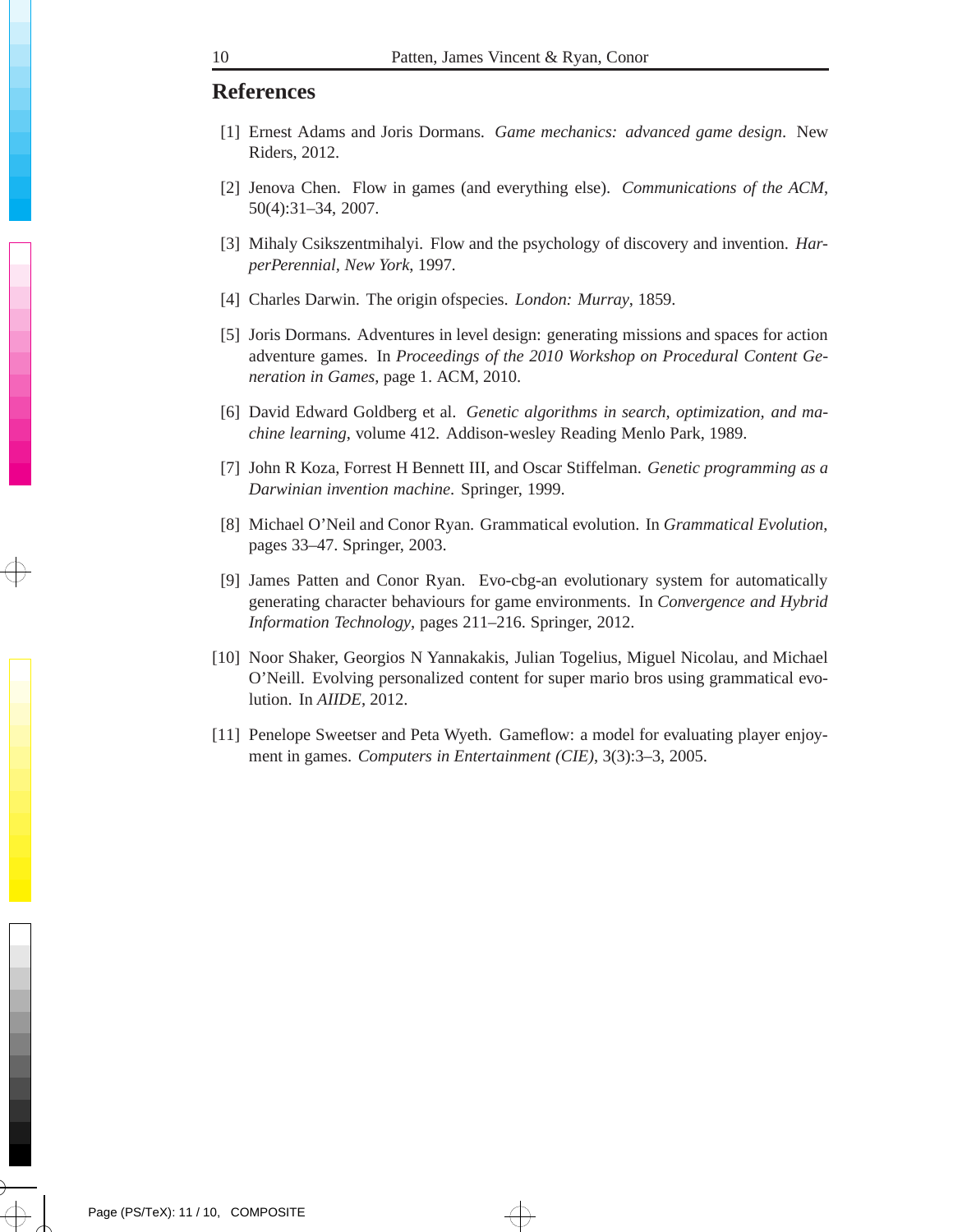## References

[1] Ernest Adams and Joris Dormans. *Game mechanics: advanced game design*. New Riders, 2012.

[2] Jenova Chen. Flow in games (and everything else). *Communications of the ACM*, 50(4):31–34, 2007.

[3] Mihaly Csikszentmihalyi. Flow and the psychology of discovery and invention. *HarperPerennial, New York*, 1997.

[4] Charles Darwin. The origin ofspecies. *London: Murray*, 1859.

[5] Joris Dormans. Adventures in level design: generating missions and spaces for action adventure games. In *Proceedings of the 2010 Workshop on Procedural Content Generation in Games*, page 1. ACM, 2010.

[6] David Edward Goldberg et al. *Genetic algorithms in search, optimization, and machine learning*, volume 412. Addison-wesley Reading Menlo Park, 1989.

[7] John R Koza, Forrest H Bennett III, and Oscar Stiffelman. *Genetic programming as a Darwinian invention machine*. Springer, 1999.

[8] Michael O'Neil and Conor Ryan. Grammatical evolution. In *Grammatical Evolution*, pages 33–47. Springer, 2003.

[9] James Patten and Conor Ryan. Evo-cbg-an evolutionary system for automatically generating character behaviours for game environments. In *Convergence and Hybrid Information Technology*, pages 211–216. Springer, 2012.

[10] Noor Shaker, Georgios N Yannakakis, Julian Togelius, Miguel Nicolau, and Michael O'Neill. Evolving personalized content for super mario bros using grammatical evolution. In *AIIDE*, 2012.

[11] Penelope Sweetser and Peta Wyeth. Gameflow: a model for evaluating player enjoyment in games. *Computers in Entertainment (CIE)*, 3(3):3–3, 2005.